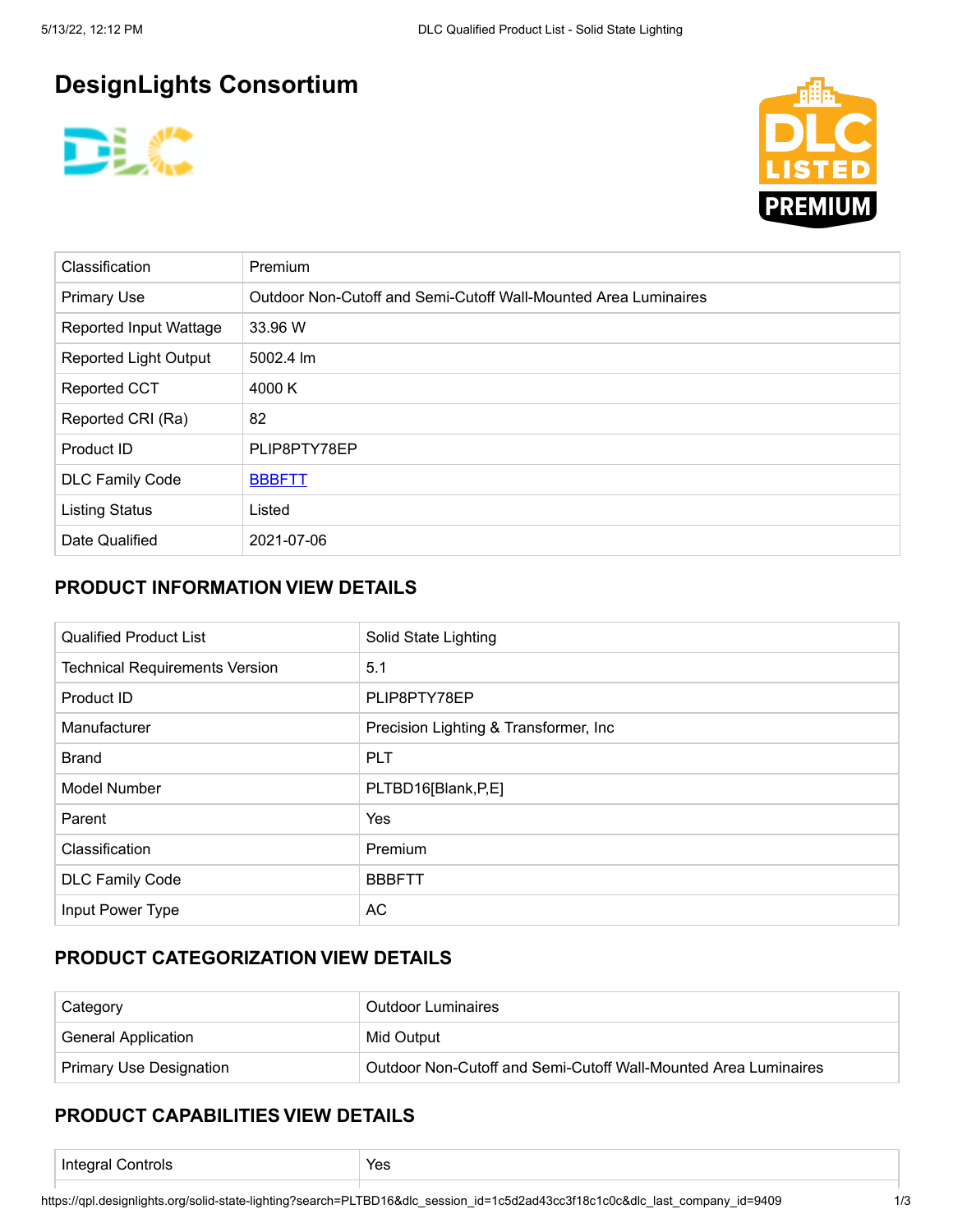# DesignLights Consortium

| | |
|---|---|
| Classification | Premium |
| Primary Use | Outdoor Non-Cutoff and Semi-Cutoff Wall-Mounted Area Luminaires |
| Reported Input Wattage | 33.96 W |
| Reported Light Output | 5002.4 lm |
| Reported CCT | 4000 K |
| Reported CRI (Ra) | 82 |
| Product ID | PLIP8PTY78EP |
| DLC Family Code | BBBFTT |
| Listing Status | Listed |
| Date Qualified | 2021-07-06 |

## PRODUCT INFORMATION VIEW DETAILS

| | |
|---|---|
| Qualified Product List | Solid State Lighting |
| Technical Requirements Version | 5.1 |
| Product ID | PLIP8PTY78EP |
| Manufacturer | Precision Lighting & Transformer, Inc |
| Brand | PLT |
| Model Number | PLTBD16[Blank,P,E] |
| Parent | Yes |
| Classification | Premium |
| DLC Family Code | BBBFTT |
| Input Power Type | AC |

## PRODUCT CATEGORIZATION VIEW DETAILS

| | |
|---|---|
| Category | Outdoor Luminaires |
| General Application | Mid Output |
| Primary Use Designation | Outdoor Non-Cutoff and Semi-Cutoff Wall-Mounted Area Luminaires |

## PRODUCT CAPABILITIES VIEW DETAILS

| | |
|---|---|
| Integral Controls | Yes |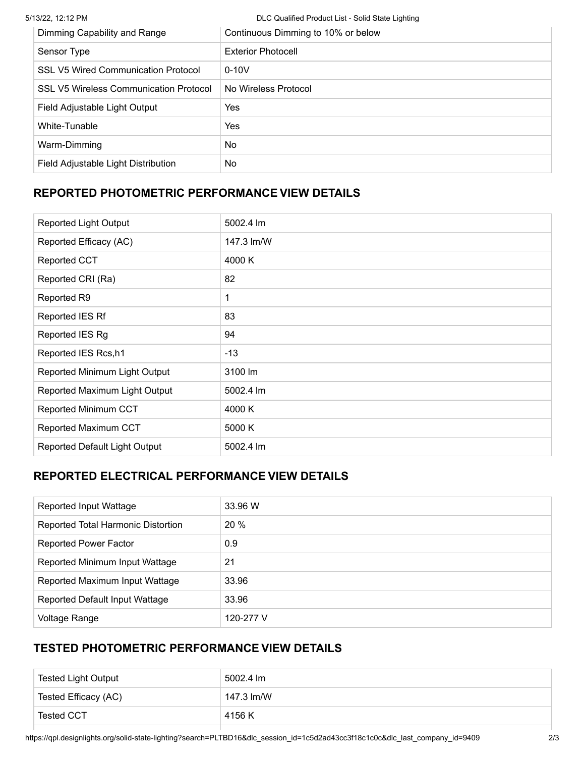| Dimming Capability and Range | Continuous Dimming to 10% or below |
| --- | --- |
| Sensor Type | Exterior Photocell |
| SSL V5 Wired Communication Protocol | 0-10V |
| SSL V5 Wireless Communication Protocol | No Wireless Protocol |
| Field Adjustable Light Output | Yes |
| White-Tunable | Yes |
| Warm-Dimming | No |
| Field Adjustable Light Distribution | No |

## REPORTED PHOTOMETRIC PERFORMANCE VIEW DETAILS

| Reported Light Output | 5002.4 lm |
| --- | --- |
| Reported Efficacy (AC) | 147.3 lm/W |
| Reported CCT | 4000 K |
| Reported CRI (Ra) | 82 |
| Reported R9 | 1 |
| Reported IES Rf | 83 |
| Reported IES Rg | 94 |
| Reported IES Rcs,h1 | -13 |
| Reported Minimum Light Output | 3100 lm |
| Reported Maximum Light Output | 5002.4 lm |
| Reported Minimum CCT | 4000 K |
| Reported Maximum CCT | 5000 K |
| Reported Default Light Output | 5002.4 lm |

## REPORTED ELECTRICAL PERFORMANCE VIEW DETAILS

| Reported Input Wattage | 33.96 W |
| --- | --- |
| Reported Total Harmonic Distortion | 20 % |
| Reported Power Factor | 0.9 |
| Reported Minimum Input Wattage | 21 |
| Reported Maximum Input Wattage | 33.96 |
| Reported Default Input Wattage | 33.96 |
| Voltage Range | 120-277 V |

## TESTED PHOTOMETRIC PERFORMANCE VIEW DETAILS

| Tested Light Output | 5002.4 lm |
| --- | --- |
| Tested Efficacy (AC) | 147.3 lm/W |
| Tested CCT | 4156 K |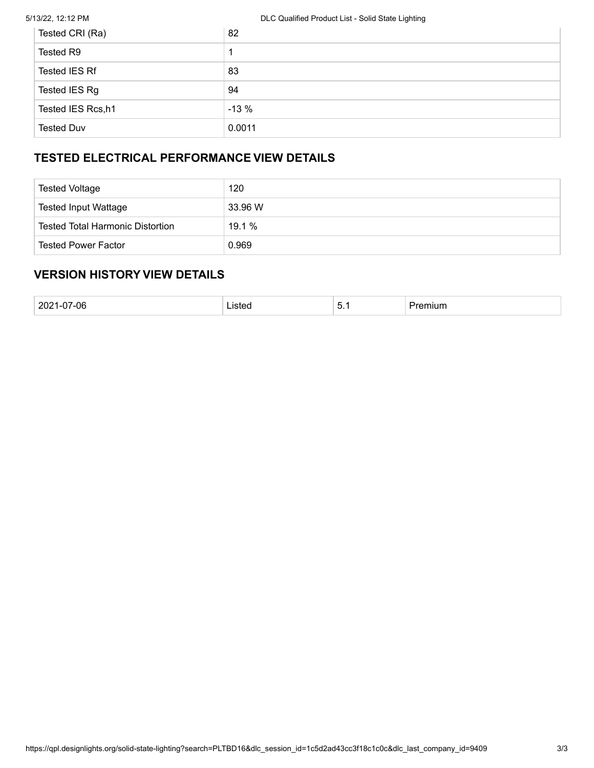| | |
|---|---|
| Tested CRI (Ra) | 82 |
| Tested R9 | 1 |
| Tested IES Rf | 83 |
| Tested IES Rg | 94 |
| Tested IES Rcs,h1 | -13 % |
| Tested Duv | 0.0011 |

## TESTED ELECTRICAL PERFORMANCE VIEW DETAILS

| | |
|---|---|
| Tested Voltage | 120 |
| Tested Input Wattage | 33.96 W |
| Tested Total Harmonic Distortion | 19.1 % |
| Tested Power Factor | 0.969 |

## VERSION HISTORY VIEW DETAILS

| | | | |
|---|---|---|---|
| 2021-07-06 | Listed | 5.1 | Premium |